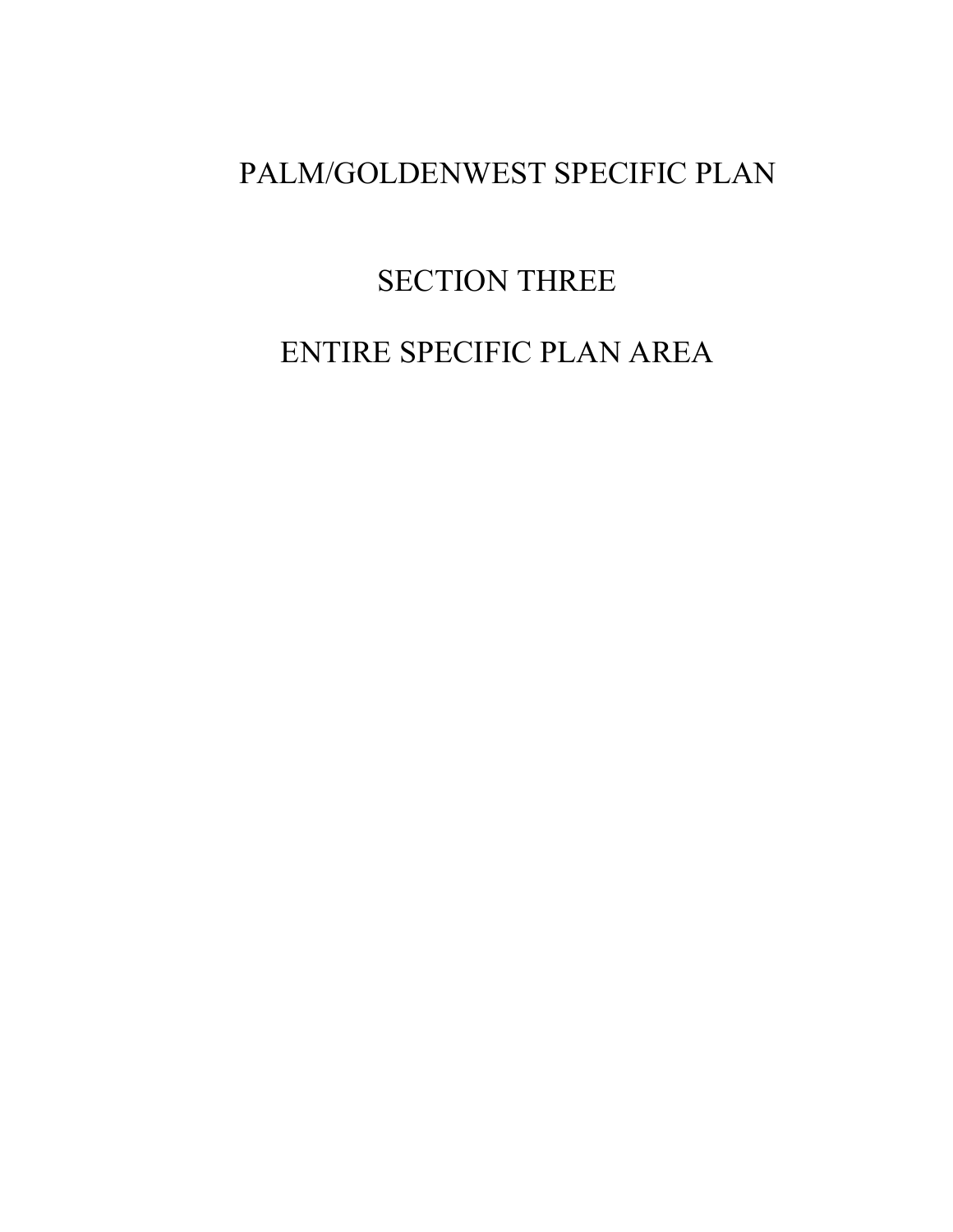# PALM/GOLDENWEST SPECIFIC PLAN

## SECTION THREE

## ENTIRE SPECIFIC PLAN AREA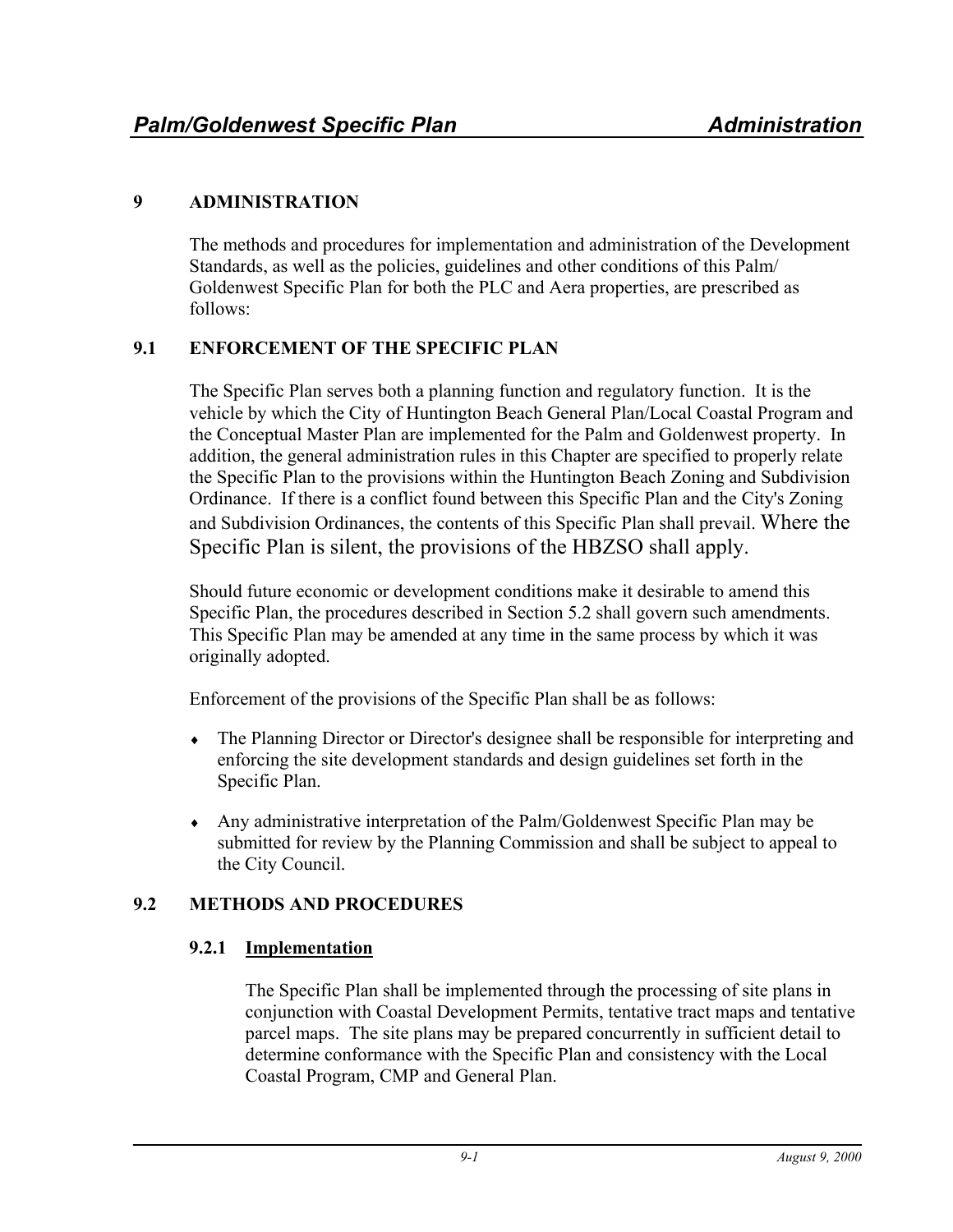## 9 ADMINISTRATION

The methods and procedures for implementation and administration of the Development Standards, as well as the policies, guidelines and other conditions of this Palm/Goldenwest Specific Plan for both the PLC and Aera properties, are prescribed as follows:

### 9.1 ENFORCEMENT OF THE SPECIFIC PLAN

The Specific Plan serves both a planning function and regulatory function. It is the vehicle by which the City of Huntington Beach General Plan/Local Coastal Program and the Conceptual Master Plan are implemented for the Palm and Goldenwest property. In addition, the general administration rules in this Chapter are specified to properly relate the Specific Plan to the provisions within the Huntington Beach Zoning and Subdivision Ordinance. If there is a conflict found between this Specific Plan and the City's Zoning and Subdivision Ordinances, the contents of this Specific Plan shall prevail. Where the Specific Plan is silent, the provisions of the HBZSO shall apply.

Should future economic or development conditions make it desirable to amend this Specific Plan, the procedures described in Section 5.2 shall govern such amendments. This Specific Plan may be amended at any time in the same process by which it was originally adopted.

Enforcement of the provisions of the Specific Plan shall be as follows:

- The Planning Director or Director's designee shall be responsible for interpreting and enforcing the site development standards and design guidelines set forth in the Specific Plan.
- Any administrative interpretation of the Palm/Goldenwest Specific Plan may be submitted for review by the Planning Commission and shall be subject to appeal to the City Council.

### 9.2 METHODS AND PROCEDURES

#### 9.2.1 Implementation

The Specific Plan shall be implemented through the processing of site plans in conjunction with Coastal Development Permits, tentative tract maps and tentative parcel maps. The site plans may be prepared concurrently in sufficient detail to determine conformance with the Specific Plan and consistency with the Local Coastal Program, CMP and General Plan.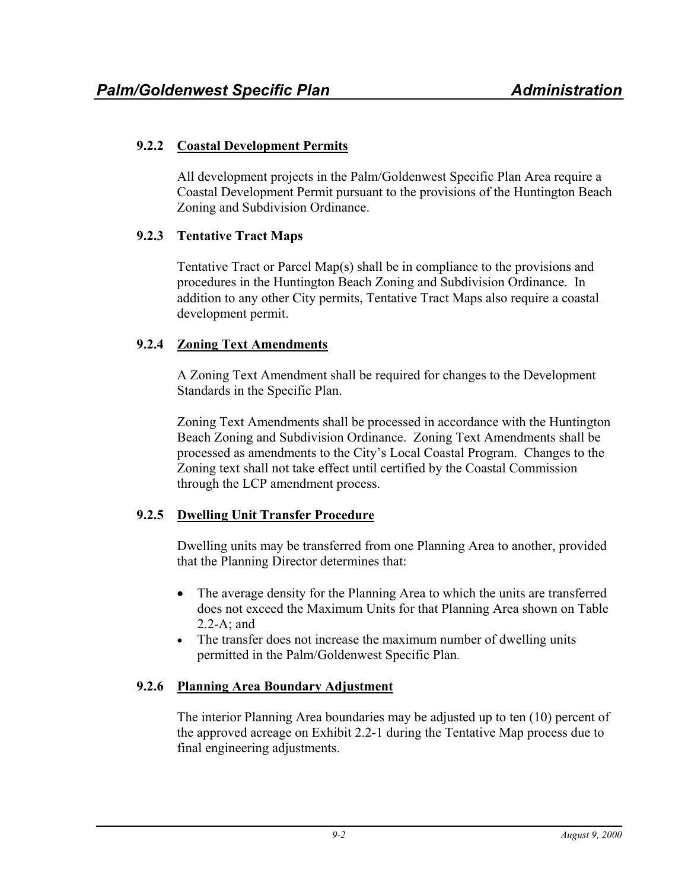### 9.2.2 Coastal Development Permits

All development projects in the Palm/Goldenwest Specific Plan Area require a Coastal Development Permit pursuant to the provisions of the Huntington Beach Zoning and Subdivision Ordinance.

### 9.2.3 Tentative Tract Maps

Tentative Tract or Parcel Map(s) shall be in compliance to the provisions and procedures in the Huntington Beach Zoning and Subdivision Ordinance. In addition to any other City permits, Tentative Tract Maps also require a coastal development permit.

### 9.2.4 Zoning Text Amendments

A Zoning Text Amendment shall be required for changes to the Development Standards in the Specific Plan.

Zoning Text Amendments shall be processed in accordance with the Huntington Beach Zoning and Subdivision Ordinance. Zoning Text Amendments shall be processed as amendments to the City's Local Coastal Program. Changes to the Zoning text shall not take effect until certified by the Coastal Commission through the LCP amendment process.

### 9.2.5 Dwelling Unit Transfer Procedure

Dwelling units may be transferred from one Planning Area to another, provided that the Planning Director determines that:

- The average density for the Planning Area to which the units are transferred does not exceed the Maximum Units for that Planning Area shown on Table 2.2-A; and
- The transfer does not increase the maximum number of dwelling units permitted in the Palm/Goldenwest Specific Plan.

### 9.2.6 Planning Area Boundary Adjustment

The interior Planning Area boundaries may be adjusted up to ten (10) percent of the approved acreage on Exhibit 2.2-1 during the Tentative Map process due to final engineering adjustments.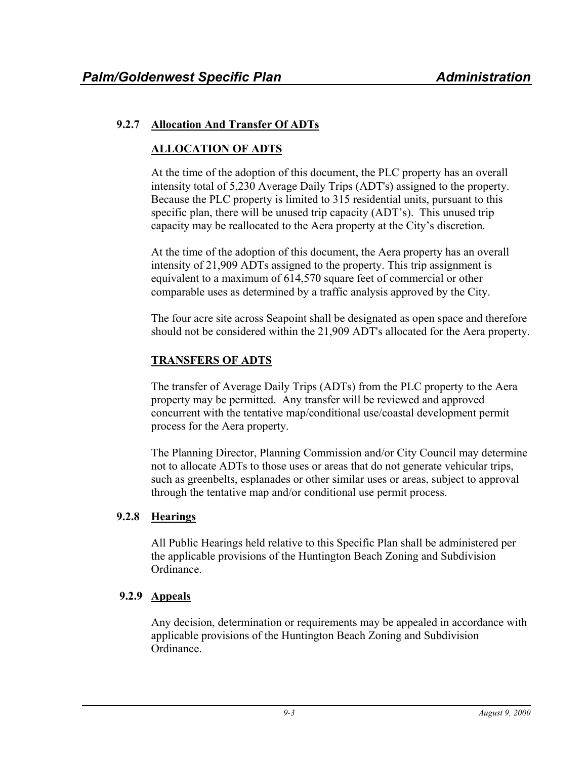### 9.2.7 Allocation And Transfer Of ADTs

**ALLOCATION OF ADTS**

At the time of the adoption of this document, the PLC property has an overall intensity total of 5,230 Average Daily Trips (ADT's) assigned to the property. Because the PLC property is limited to 315 residential units, pursuant to this specific plan, there will be unused trip capacity (ADT's). This unused trip capacity may be reallocated to the Aera property at the City's discretion.

At the time of the adoption of this document, the Aera property has an overall intensity of 21,909 ADTs assigned to the property. This trip assignment is equivalent to a maximum of 614,570 square feet of commercial or other comparable uses as determined by a traffic analysis approved by the City.

The four acre site across Seapoint shall be designated as open space and therefore should not be considered within the 21,909 ADT's allocated for the Aera property.

**TRANSFERS OF ADTS**

The transfer of Average Daily Trips (ADTs) from the PLC property to the Aera property may be permitted. Any transfer will be reviewed and approved concurrent with the tentative map/conditional use/coastal development permit process for the Aera property.

The Planning Director, Planning Commission and/or City Council may determine not to allocate ADTs to those uses or areas that do not generate vehicular trips, such as greenbelts, esplanades or other similar uses or areas, subject to approval through the tentative map and/or conditional use permit process.

### 9.2.8 Hearings

All Public Hearings held relative to this Specific Plan shall be administered per the applicable provisions of the Huntington Beach Zoning and Subdivision Ordinance.

### 9.2.9 Appeals

Any decision, determination or requirements may be appealed in accordance with applicable provisions of the Huntington Beach Zoning and Subdivision Ordinance.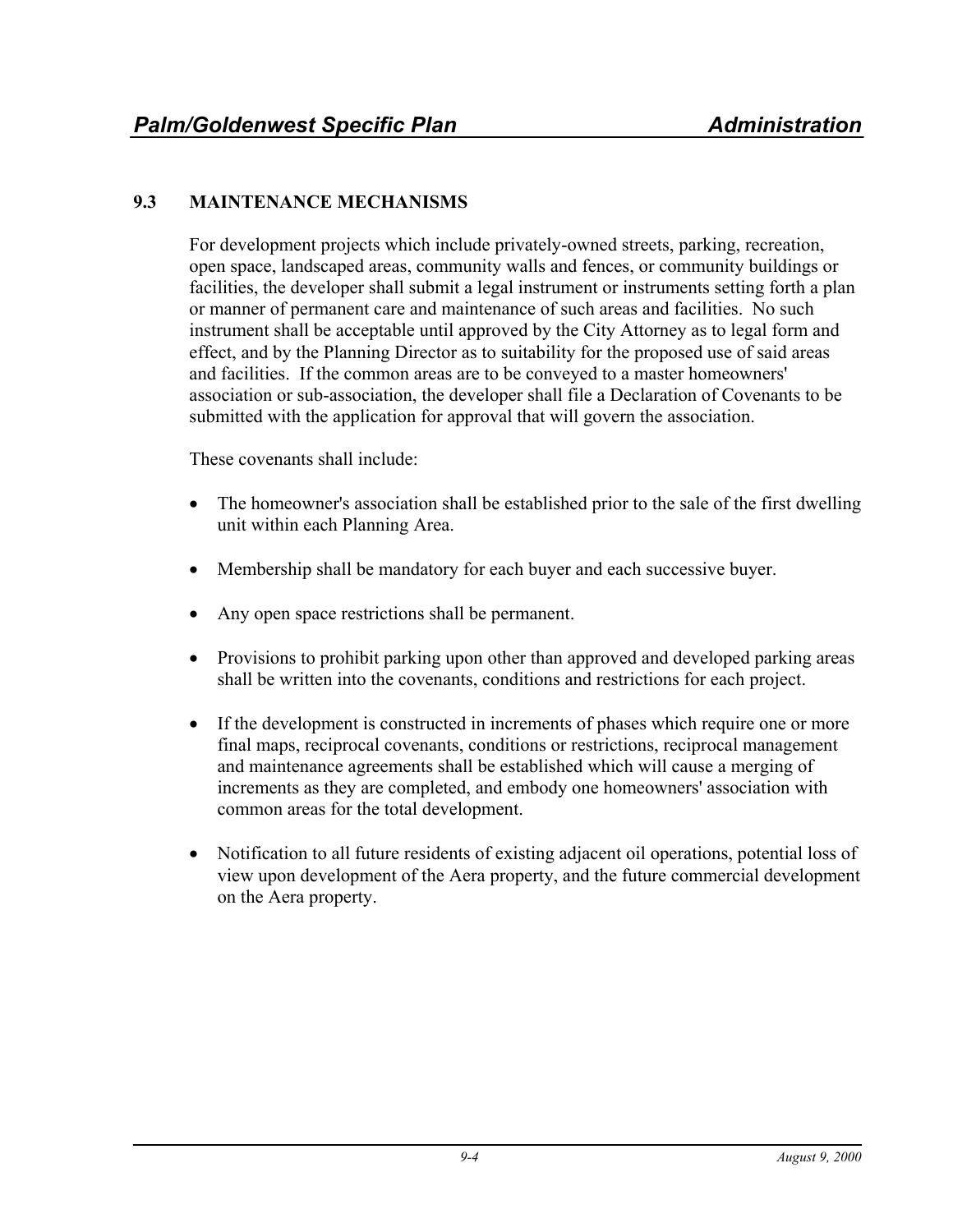## 9.3 MAINTENANCE MECHANISMS

For development projects which include privately-owned streets, parking, recreation, open space, landscaped areas, community walls and fences, or community buildings or facilities, the developer shall submit a legal instrument or instruments setting forth a plan or manner of permanent care and maintenance of such areas and facilities. No such instrument shall be acceptable until approved by the City Attorney as to legal form and effect, and by the Planning Director as to suitability for the proposed use of said areas and facilities. If the common areas are to be conveyed to a master homeowners' association or sub-association, the developer shall file a Declaration of Covenants to be submitted with the application for approval that will govern the association.

These covenants shall include:

- The homeowner's association shall be established prior to the sale of the first dwelling unit within each Planning Area.
- Membership shall be mandatory for each buyer and each successive buyer.
- Any open space restrictions shall be permanent.
- Provisions to prohibit parking upon other than approved and developed parking areas shall be written into the covenants, conditions and restrictions for each project.
- If the development is constructed in increments of phases which require one or more final maps, reciprocal covenants, conditions or restrictions, reciprocal management and maintenance agreements shall be established which will cause a merging of increments as they are completed, and embody one homeowners' association with common areas for the total development.
- Notification to all future residents of existing adjacent oil operations, potential loss of view upon development of the Aera property, and the future commercial development on the Aera property.